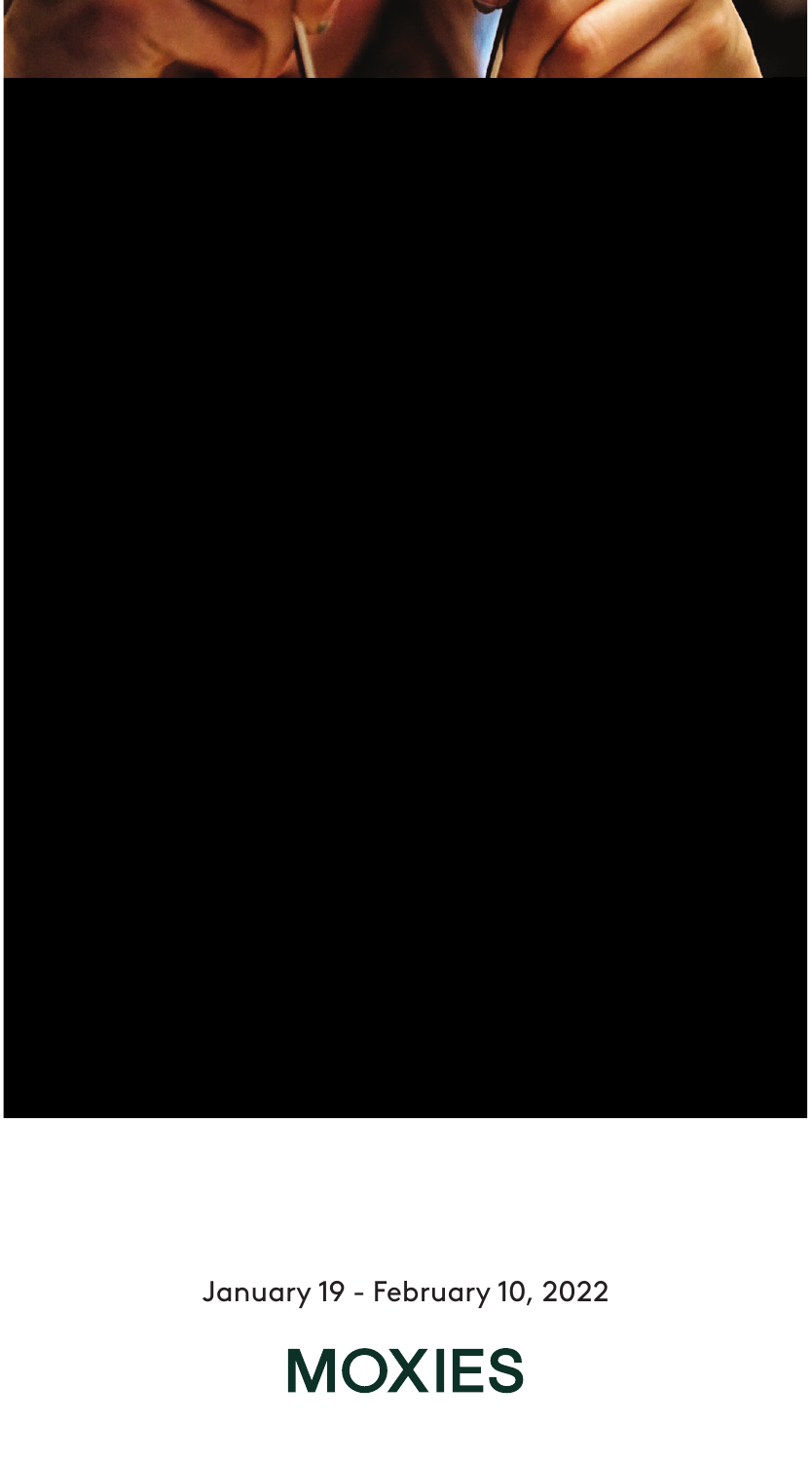January 19 - February 10, 2022

# MOXIES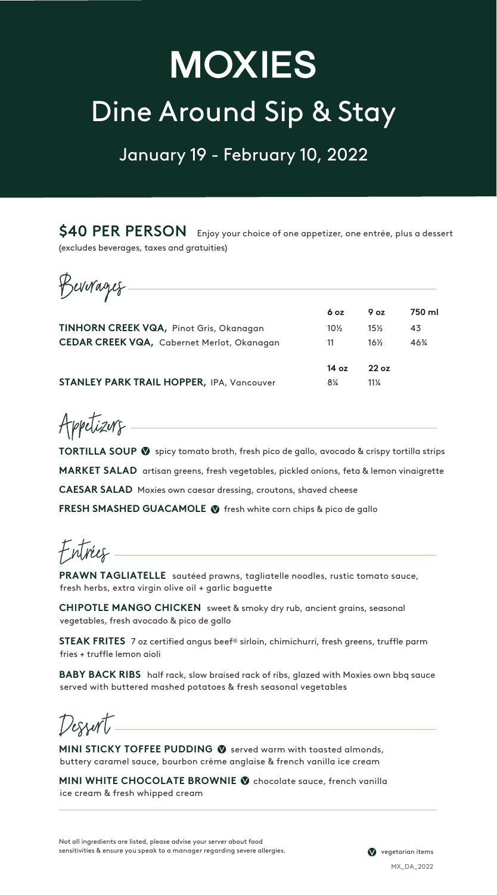# MOXIES

## Dine Around Sip & Stay

### January 19 - February 10, 2022

**$40 PER PERSON** Enjoy your choice of one appetizer, one entrée, plus a dessert (excludes beverages, taxes and gratuities)

## Beverages

| | 6 oz | 9 oz | 750 ml |
|---|---|---|---|
| **TINHORN CREEK VQA,** Pinot Gris, Okanagan | 10½ | 15½ | 43 |
| **CEDAR CREEK VQA,** Cabernet Merlot, Okanagan | 11 | 16½ | 46¾ |

| | 14 oz | 22 oz |
|---|---|---|
| **STANLEY PARK TRAIL HOPPER,** IPA, Vancouver | 8¼ | 11¼ |

## Appetizers

**TORTILLA SOUP** (V) spicy tomato broth, fresh pico de gallo, avocado & crispy tortilla strips

**MARKET SALAD** artisan greens, fresh vegetables, pickled onions, feta & lemon vinaigrette

**CAESAR SALAD** Moxies own caesar dressing, croutons, shaved cheese

**FRESH SMASHED GUACAMOLE** (V) fresh white corn chips & pico de gallo

## Entrées

**PRAWN TAGLIATELLE** sautéed prawns, tagliatelle noodles, rustic tomato sauce, fresh herbs, extra virgin olive oil + garlic baguette

**CHIPOTLE MANGO CHICKEN** sweet & smoky dry rub, ancient grains, seasonal vegetables, fresh avocado & pico de gallo

**STEAK FRITES** 7 oz certified angus beef® sirloin, chimichurri, fresh greens, truffle parm fries + truffle lemon aioli

**BABY BACK RIBS** half rack, slow braised rack of ribs, glazed with Moxies own bbq sauce served with buttered mashed potatoes & fresh seasonal vegetables

## Dessert

**MINI STICKY TOFFEE PUDDING** (V) served warm with toasted almonds, buttery caramel sauce, bourbon crème anglaise & french vanilla ice cream

**MINI WHITE CHOCOLATE BROWNIE** (V) chocolate sauce, french vanilla ice cream & fresh whipped cream

Not all ingredients are listed, please advise your server about food sensitivities & ensure you speak to a manager regarding severe allergies.

(V) vegetarian items

MX_DA_2022